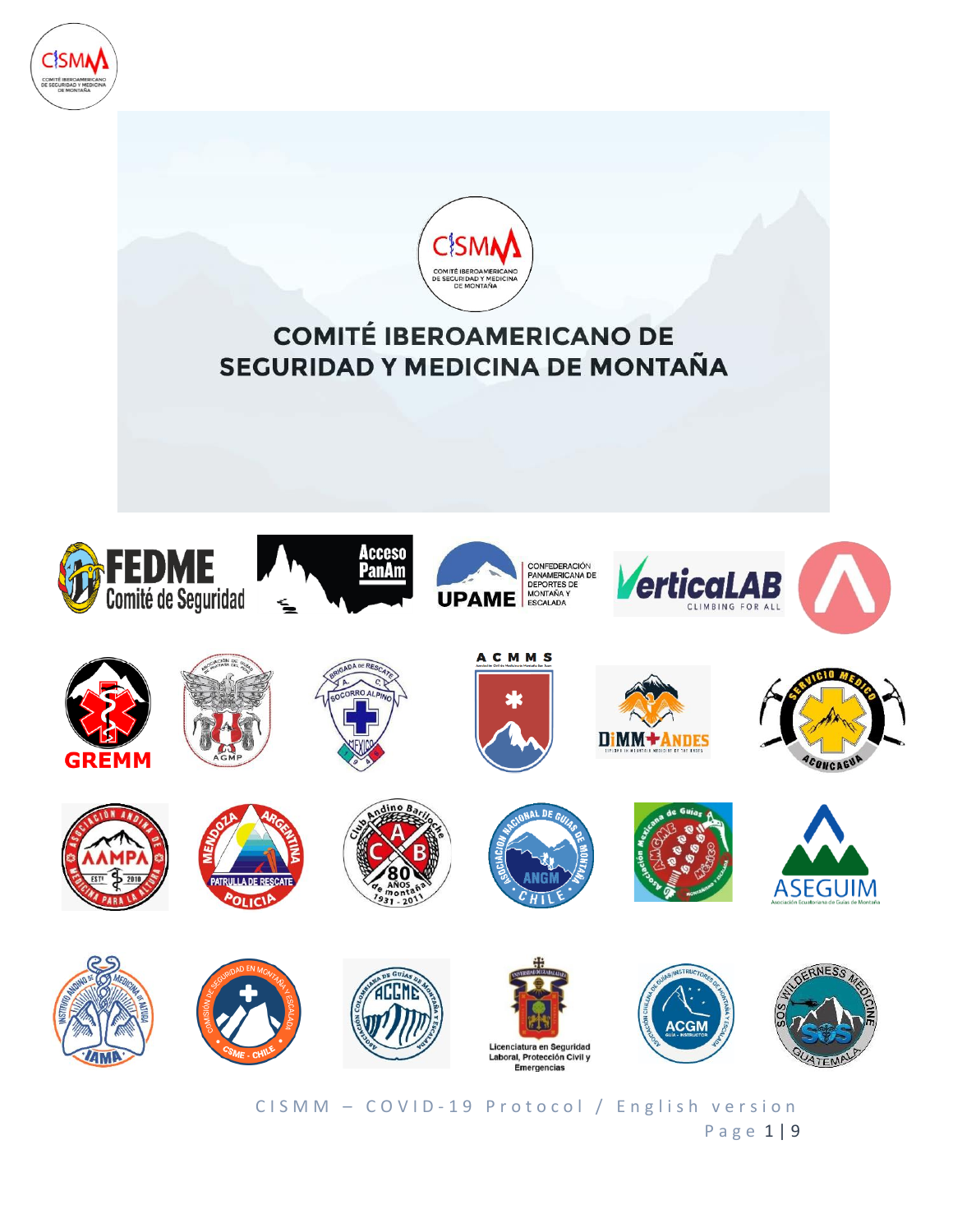# COMITÉ IBEROAMERICANO DE SEGURIDAD Y MEDICINA DE MONTAÑA

Licenciatura en Seguridad Laboral, Protección Civil y Emergencias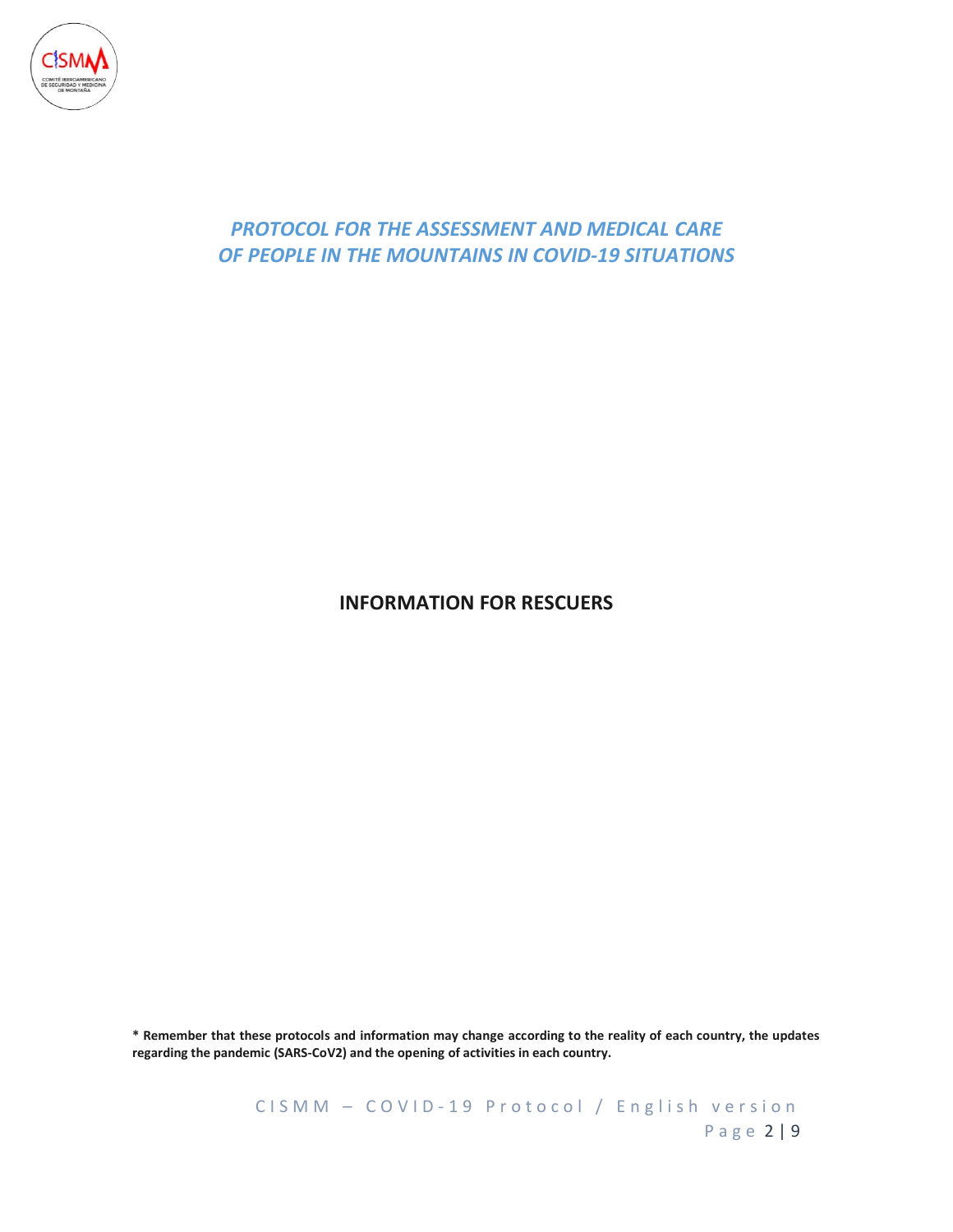*PROTOCOL FOR THE ASSESSMENT AND MEDICAL CARE OF PEOPLE IN THE MOUNTAINS IN COVID-19 SITUATIONS*

## INFORMATION FOR RESCUERS

**\* Remember that these protocols and information may change according to the reality of each country, the updates regarding the pandemic (SARS-CoV2) and the opening of activities in each country.**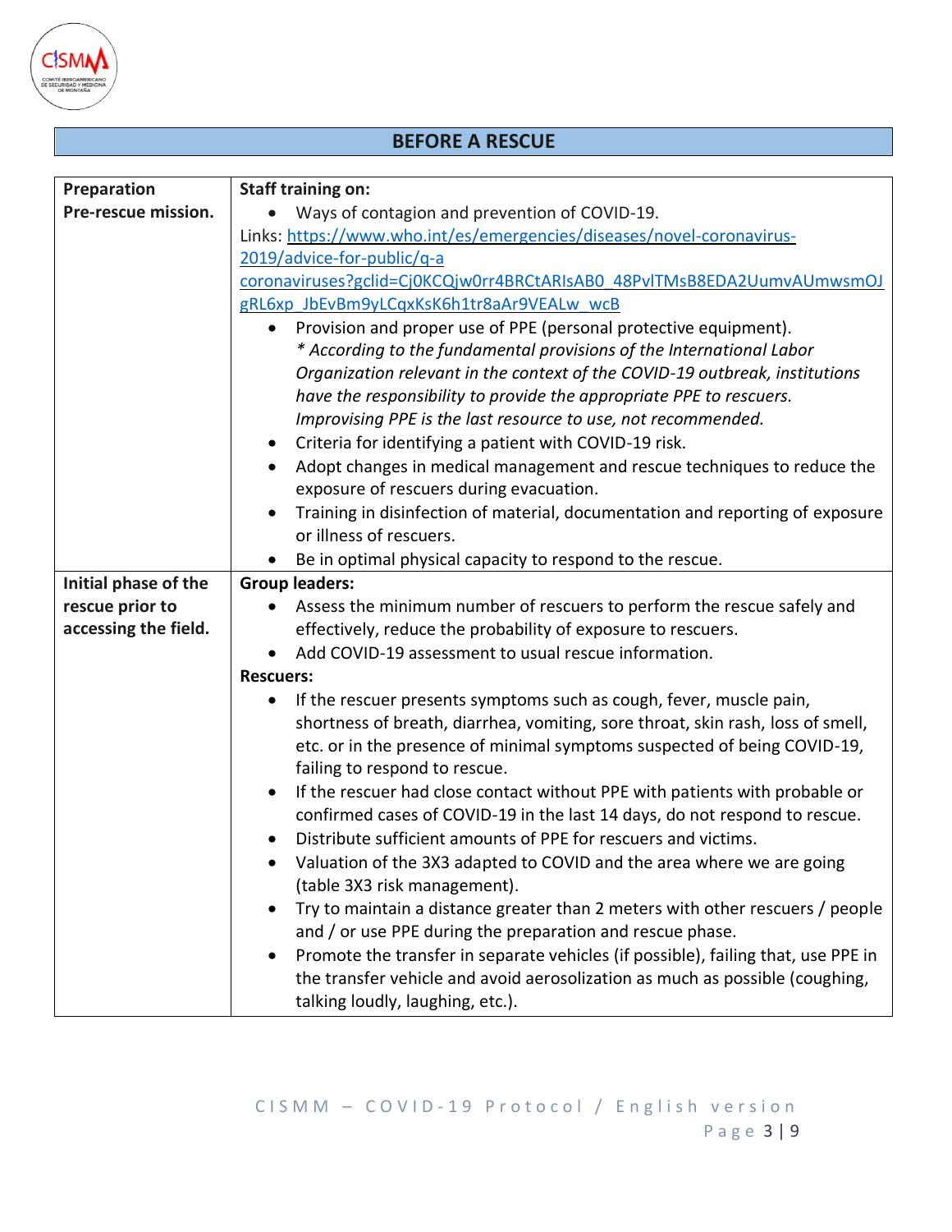## BEFORE A RESCUE

| | |
|---|---|
| **Preparation Pre-rescue mission.** | **Staff training on:**<br>• Ways of contagion and prevention of COVID-19.<br>Links: https://www.who.int/es/emergencies/diseases/novel-coronavirus-2019/advice-for-public/q-a coronaviruses?gclid=Cj0KCQjw0rr4BRCtARIsAB0_48PvlTMsB8EDA2UumvAUmwsmOJgRL6xp_JbEvBm9yLCqxKsK6h1tr8aAr9VEALw_wcB<br>• Provision and proper use of PPE (personal protective equipment).<br>*\* According to the fundamental provisions of the International Labor Organization relevant in the context of the COVID-19 outbreak, institutions have the responsibility to provide the appropriate PPE to rescuers. Improvising PPE is the last resource to use, not recommended.*<br>• Criteria for identifying a patient with COVID-19 risk.<br>• Adopt changes in medical management and rescue techniques to reduce the exposure of rescuers during evacuation.<br>• Training in disinfection of material, documentation and reporting of exposure or illness of rescuers.<br>• Be in optimal physical capacity to respond to the rescue. |
| **Initial phase of the rescue prior to accessing the field.** | **Group leaders:**<br>• Assess the minimum number of rescuers to perform the rescue safely and effectively, reduce the probability of exposure to rescuers.<br>• Add COVID-19 assessment to usual rescue information.<br>**Rescuers:**<br>• If the rescuer presents symptoms such as cough, fever, muscle pain, shortness of breath, diarrhea, vomiting, sore throat, skin rash, loss of smell, etc. or in the presence of minimal symptoms suspected of being COVID-19, failing to respond to rescue.<br>• If the rescuer had close contact without PPE with patients with probable or confirmed cases of COVID-19 in the last 14 days, do not respond to rescue.<br>• Distribute sufficient amounts of PPE for rescuers and victims.<br>• Valuation of the 3X3 adapted to COVID and the area where we are going (table 3X3 risk management).<br>• Try to maintain a distance greater than 2 meters with other rescuers / people and / or use PPE during the preparation and rescue phase.<br>• Promote the transfer in separate vehicles (if possible), failing that, use PPE in the transfer vehicle and avoid aerosolization as much as possible (coughing, talking loudly, laughing, etc.). |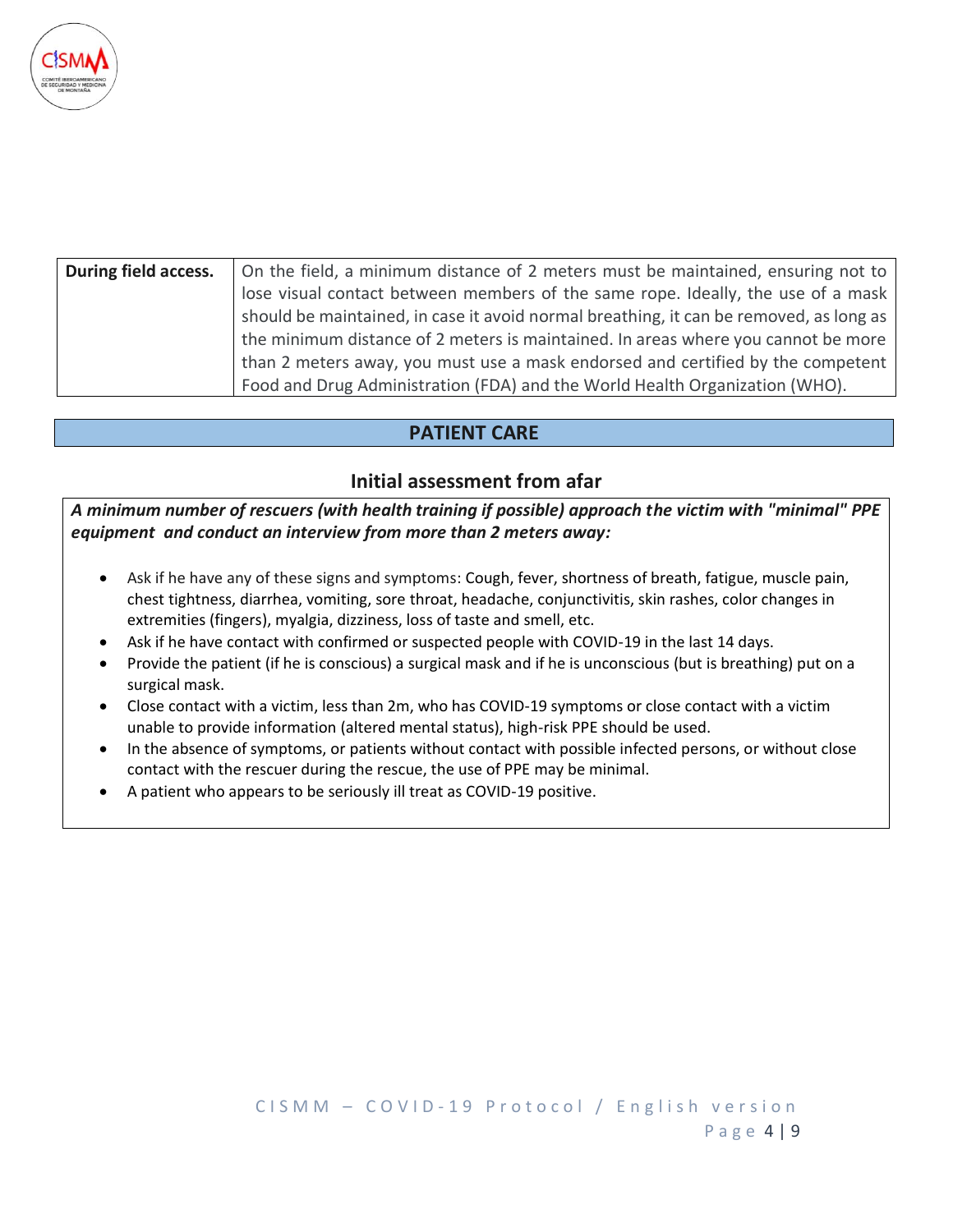| During field access. | On the field, a minimum distance of 2 meters must be maintained, ensuring not to lose visual contact between members of the same rope. Ideally, the use of a mask should be maintained, in case it avoid normal breathing, it can be removed, as long as the minimum distance of 2 meters is maintained. In areas where you cannot be more than 2 meters away, you must use a mask endorsed and certified by the competent Food and Drug Administration (FDA) and the World Health Organization (WHO). |
|---|---|

## PATIENT CARE

### Initial assessment from afar

***A minimum number of rescuers (with health training if possible) approach the victim with "minimal" PPE equipment and conduct an interview from more than 2 meters away:***

- Ask if he have any of these signs and symptoms: Cough, fever, shortness of breath, fatigue, muscle pain, chest tightness, diarrhea, vomiting, sore throat, headache, conjunctivitis, skin rashes, color changes in extremities (fingers), myalgia, dizziness, loss of taste and smell, etc.
- Ask if he have contact with confirmed or suspected people with COVID-19 in the last 14 days.
- Provide the patient (if he is conscious) a surgical mask and if he is unconscious (but is breathing) put on a surgical mask.
- Close contact with a victim, less than 2m, who has COVID-19 symptoms or close contact with a victim unable to provide information (altered mental status), high-risk PPE should be used.
- In the absence of symptoms, or patients without contact with possible infected persons, or without close contact with the rescuer during the rescue, the use of PPE may be minimal.
- A patient who appears to be seriously ill treat as COVID-19 positive.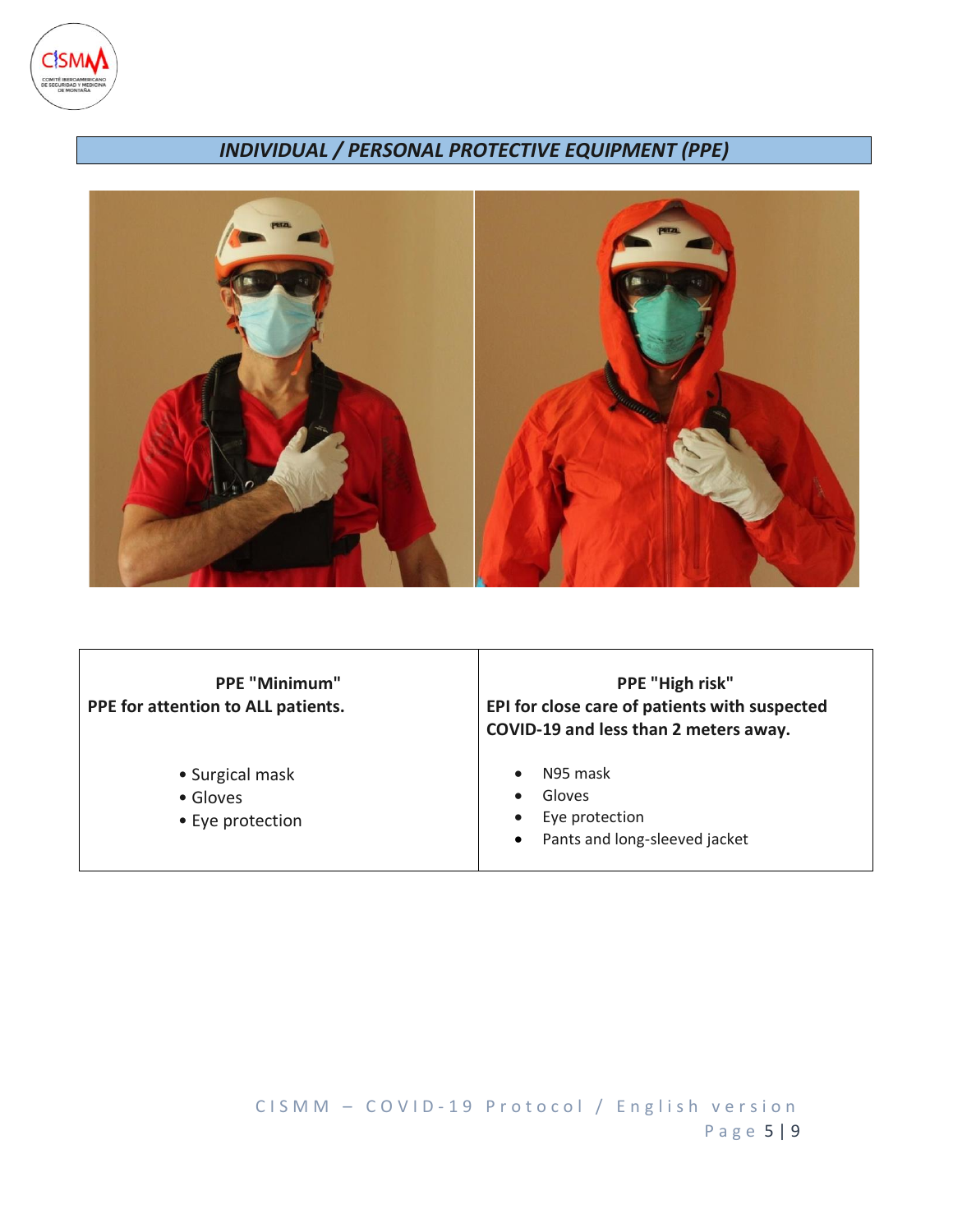## *INDIVIDUAL / PERSONAL PROTECTIVE EQUIPMENT (PPE)*

| **PPE "Minimum"**<br>**PPE for attention to ALL patients.** | **PPE "High risk"**<br>**EPI for close care of patients with suspected COVID-19 and less than 2 meters away.** |
|---|---|
| • Surgical mask<br>• Gloves<br>• Eye protection | • N95 mask<br>• Gloves<br>• Eye protection<br>• Pants and long-sleeved jacket |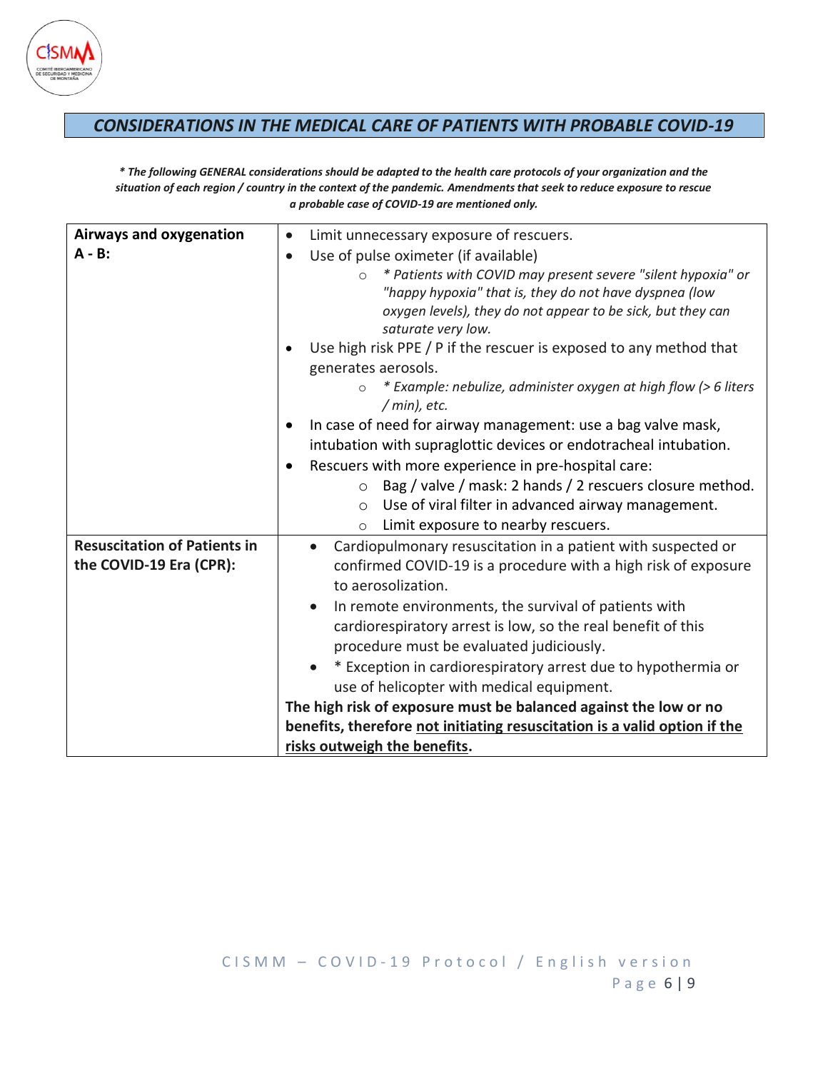## *CONSIDERATIONS IN THE MEDICAL CARE OF PATIENTS WITH PROBABLE COVID-19*

***\* The following GENERAL considerations should be adapted to the health care protocols of your organization and the situation of each region / country in the context of the pandemic. Amendments that seek to reduce exposure to rescue a probable case of COVID-19 are mentioned only.***

| | |
|---|---|
| **Airways and oxygenation A - B:** | • Limit unnecessary exposure of rescuers.<br>• Use of pulse oximeter (if available)<br>  ○ *\* Patients with COVID may present severe "silent hypoxia" or "happy hypoxia" that is, they do not have dyspnea (low oxygen levels), they do not appear to be sick, but they can saturate very low.*<br>• Use high risk PPE / P if the rescuer is exposed to any method that generates aerosols.<br>  ○ *\* Example: nebulize, administer oxygen at high flow (> 6 liters / min), etc.*<br>• In case of need for airway management: use a bag valve mask, intubation with supraglottic devices or endotracheal intubation.<br>• Rescuers with more experience in pre-hospital care:<br>  ○ Bag / valve / mask: 2 hands / 2 rescuers closure method.<br>  ○ Use of viral filter in advanced airway management.<br>  ○ Limit exposure to nearby rescuers. |
| **Resuscitation of Patients in the COVID-19 Era (CPR):** | • Cardiopulmonary resuscitation in a patient with suspected or confirmed COVID-19 is a procedure with a high risk of exposure to aerosolization.<br>• In remote environments, the survival of patients with cardiorespiratory arrest is low, so the real benefit of this procedure must be evaluated judiciously.<br>• \* Exception in cardiorespiratory arrest due to hypothermia or use of helicopter with medical equipment.<br>**The high risk of exposure must be balanced against the low or no benefits, therefore <u>not initiating resuscitation is a valid option if the risks outweigh the benefits</u>.** |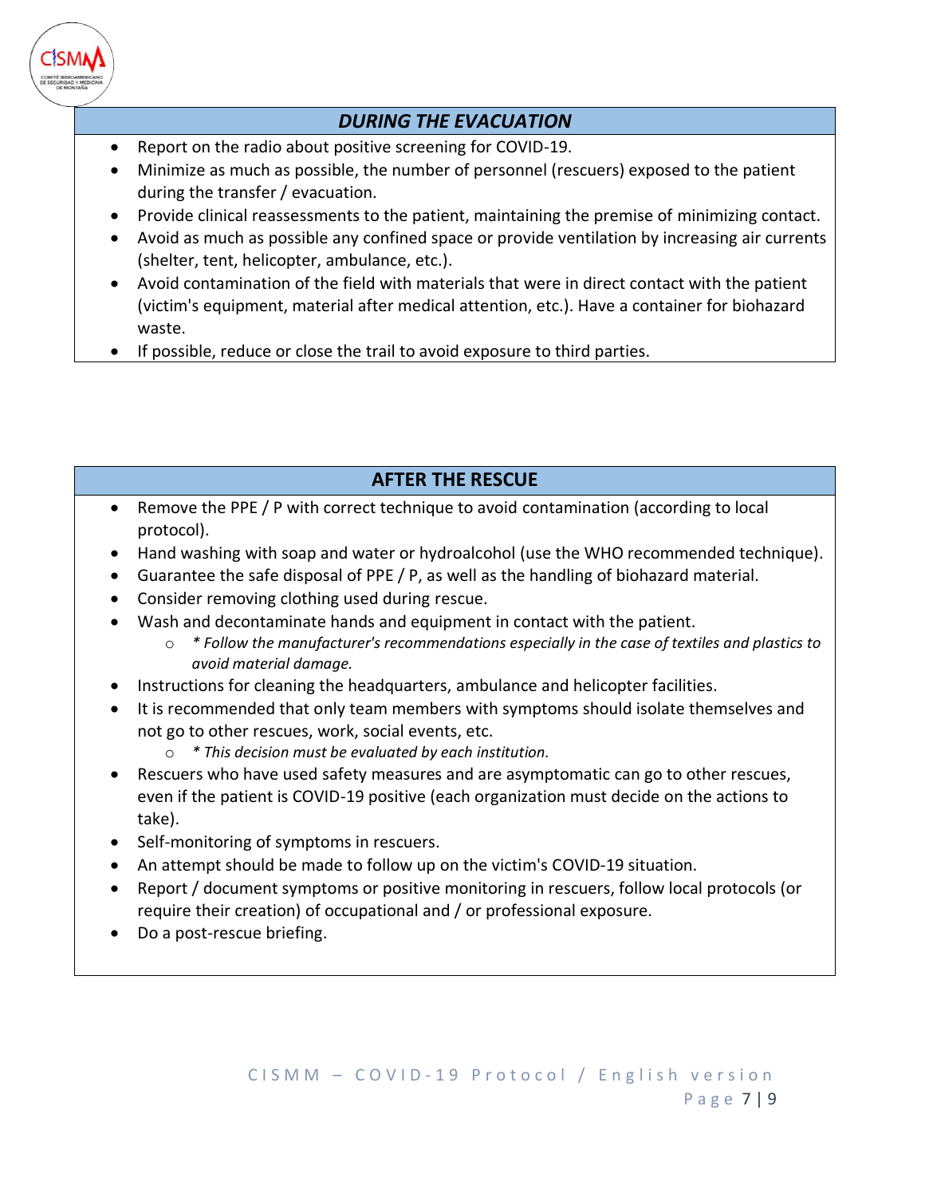## *DURING THE EVACUATION*

- Report on the radio about positive screening for COVID-19.
- Minimize as much as possible, the number of personnel (rescuers) exposed to the patient during the transfer / evacuation.
- Provide clinical reassessments to the patient, maintaining the premise of minimizing contact.
- Avoid as much as possible any confined space or provide ventilation by increasing air currents (shelter, tent, helicopter, ambulance, etc.).
- Avoid contamination of the field with materials that were in direct contact with the patient (victim's equipment, material after medical attention, etc.). Have a container for biohazard waste.
- If possible, reduce or close the trail to avoid exposure to third parties.

## AFTER THE RESCUE

- Remove the PPE / P with correct technique to avoid contamination (according to local protocol).
- Hand washing with soap and water or hydroalcohol (use the WHO recommended technique).
- Guarantee the safe disposal of PPE / P, as well as the handling of biohazard material.
- Consider removing clothing used during rescue.
- Wash and decontaminate hands and equipment in contact with the patient.
    - *\* Follow the manufacturer's recommendations especially in the case of textiles and plastics to avoid material damage.*
- Instructions for cleaning the headquarters, ambulance and helicopter facilities.
- It is recommended that only team members with symptoms should isolate themselves and not go to other rescues, work, social events, etc.
    - *\* This decision must be evaluated by each institution.*
- Rescuers who have used safety measures and are asymptomatic can go to other rescues, even if the patient is COVID-19 positive (each organization must decide on the actions to take).
- Self-monitoring of symptoms in rescuers.
- An attempt should be made to follow up on the victim's COVID-19 situation.
- Report / document symptoms or positive monitoring in rescuers, follow local protocols (or require their creation) of occupational and / or professional exposure.
- Do a post-rescue briefing.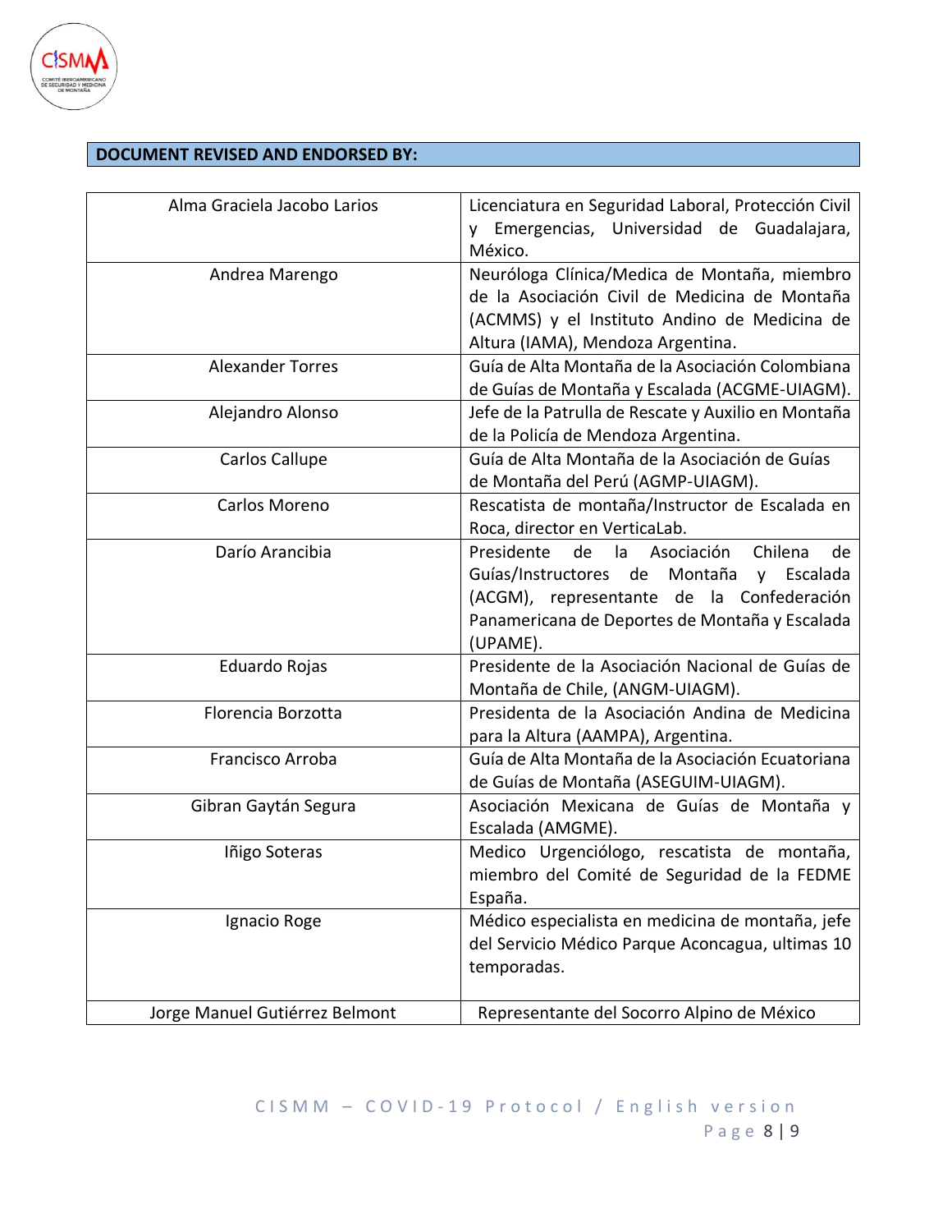**DOCUMENT REVISED AND ENDORSED BY:**

| | |
|---|---|
| Alma Graciela Jacobo Larios | Licenciatura en Seguridad Laboral, Protección Civil y Emergencias, Universidad de Guadalajara, México. |
| Andrea Marengo | Neuróloga Clínica/Medica de Montaña, miembro de la Asociación Civil de Medicina de Montaña (ACMMS) y el Instituto Andino de Medicina de Altura (IAMA), Mendoza Argentina. |
| Alexander Torres | Guía de Alta Montaña de la Asociación Colombiana de Guías de Montaña y Escalada (ACGME-UIAGM). |
| Alejandro Alonso | Jefe de la Patrulla de Rescate y Auxilio en Montaña de la Policía de Mendoza Argentina. |
| Carlos Callupe | Guía de Alta Montaña de la Asociación de Guías de Montaña del Perú (AGMP-UIAGM). |
| Carlos Moreno | Rescatista de montaña/Instructor de Escalada en Roca, director en VerticaLab. |
| Darío Arancibia | Presidente de la Asociación Chilena de Guías/Instructores de Montaña y Escalada (ACGM), representante de la Confederación Panamericana de Deportes de Montaña y Escalada (UPAME). |
| Eduardo Rojas | Presidente de la Asociación Nacional de Guías de Montaña de Chile, (ANGM-UIAGM). |
| Florencia Borzotta | Presidenta de la Asociación Andina de Medicina para la Altura (AAMPA), Argentina. |
| Francisco Arroba | Guía de Alta Montaña de la Asociación Ecuatoriana de Guías de Montaña (ASEGUIM-UIAGM). |
| Gibran Gaytán Segura | Asociación Mexicana de Guías de Montaña y Escalada (AMGME). |
| Iñigo Soteras | Medico Urgenciólogo, rescatista de montaña, miembro del Comité de Seguridad de la FEDME España. |
| Ignacio Roge | Médico especialista en medicina de montaña, jefe del Servicio Médico Parque Aconcagua, ultimas 10 temporadas. |
| Jorge Manuel Gutiérrez Belmont | Representante del Socorro Alpino de México |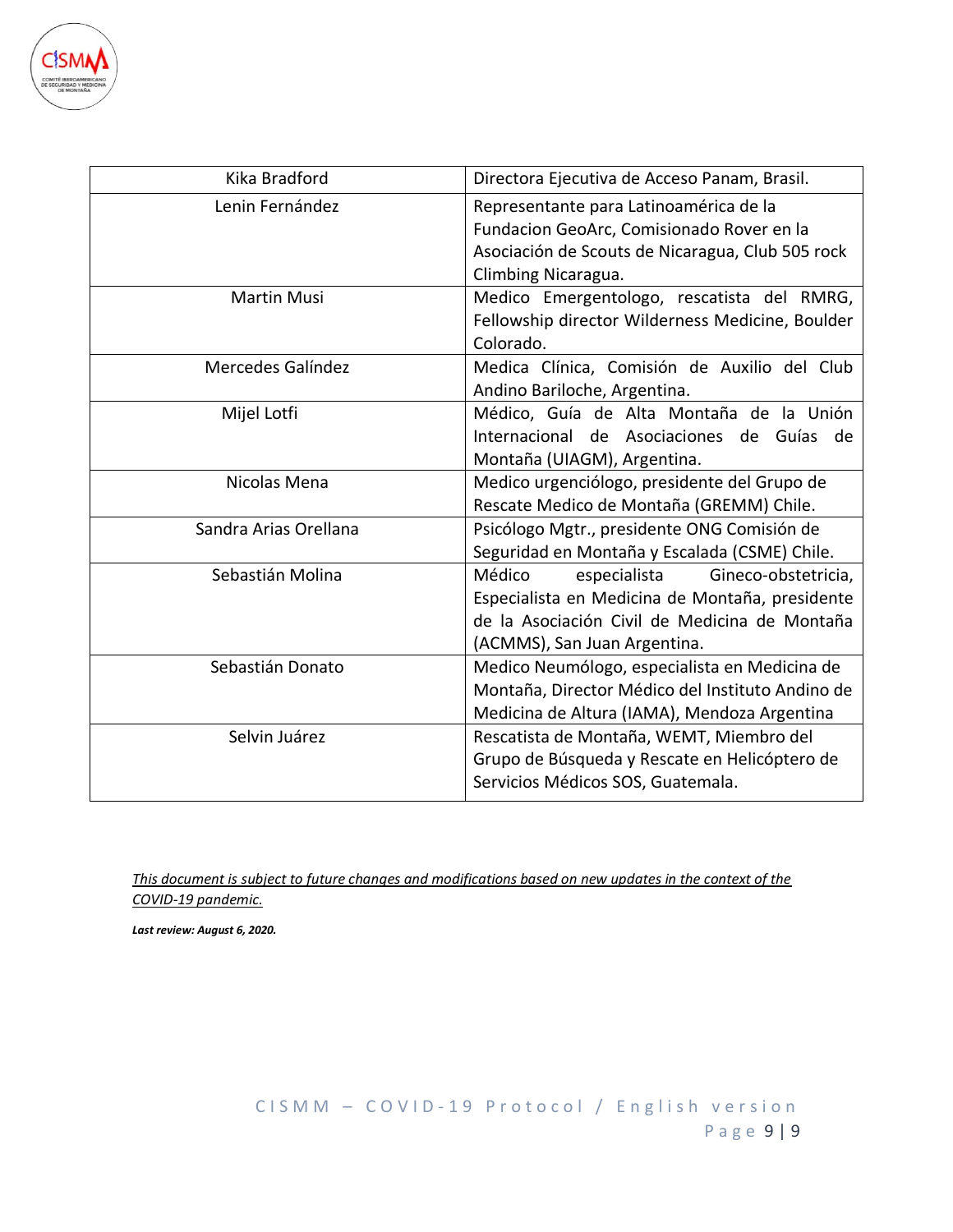| | |
|---|---|
| Kika Bradford | Directora Ejecutiva de Acceso Panam, Brasil. |
| Lenin Fernández | Representante para Latinoamérica de la Fundacion GeoArc, Comisionado Rover en la Asociación de Scouts de Nicaragua, Club 505 rock Climbing Nicaragua. |
| Martin Musi | Medico Emergentologo, rescatista del RMRG, Fellowship director Wilderness Medicine, Boulder Colorado. |
| Mercedes Galíndez | Medica Clínica, Comisión de Auxilio del Club Andino Bariloche, Argentina. |
| Mijel Lotfi | Médico, Guía de Alta Montaña de la Unión Internacional de Asociaciones de Guías de Montaña (UIAGM), Argentina. |
| Nicolas Mena | Medico urgenciólogo, presidente del Grupo de Rescate Medico de Montaña (GREMM) Chile. |
| Sandra Arias Orellana | Psicólogo Mgtr., presidente ONG Comisión de Seguridad en Montaña y Escalada (CSME) Chile. |
| Sebastián Molina | Médico especialista Gineco-obstetricia, Especialista en Medicina de Montaña, presidente de la Asociación Civil de Medicina de Montaña (ACMMS), San Juan Argentina. |
| Sebastián Donato | Medico Neumólogo, especialista en Medicina de Montaña, Director Médico del Instituto Andino de Medicina de Altura (IAMA), Mendoza Argentina |
| Selvin Juárez | Rescatista de Montaña, WEMT, Miembro del Grupo de Búsqueda y Rescate en Helicóptero de Servicios Médicos SOS, Guatemala. |

*This document is subject to future changes and modifications based on new updates in the context of the COVID-19 pandemic.*

***Last review: August 6, 2020.***